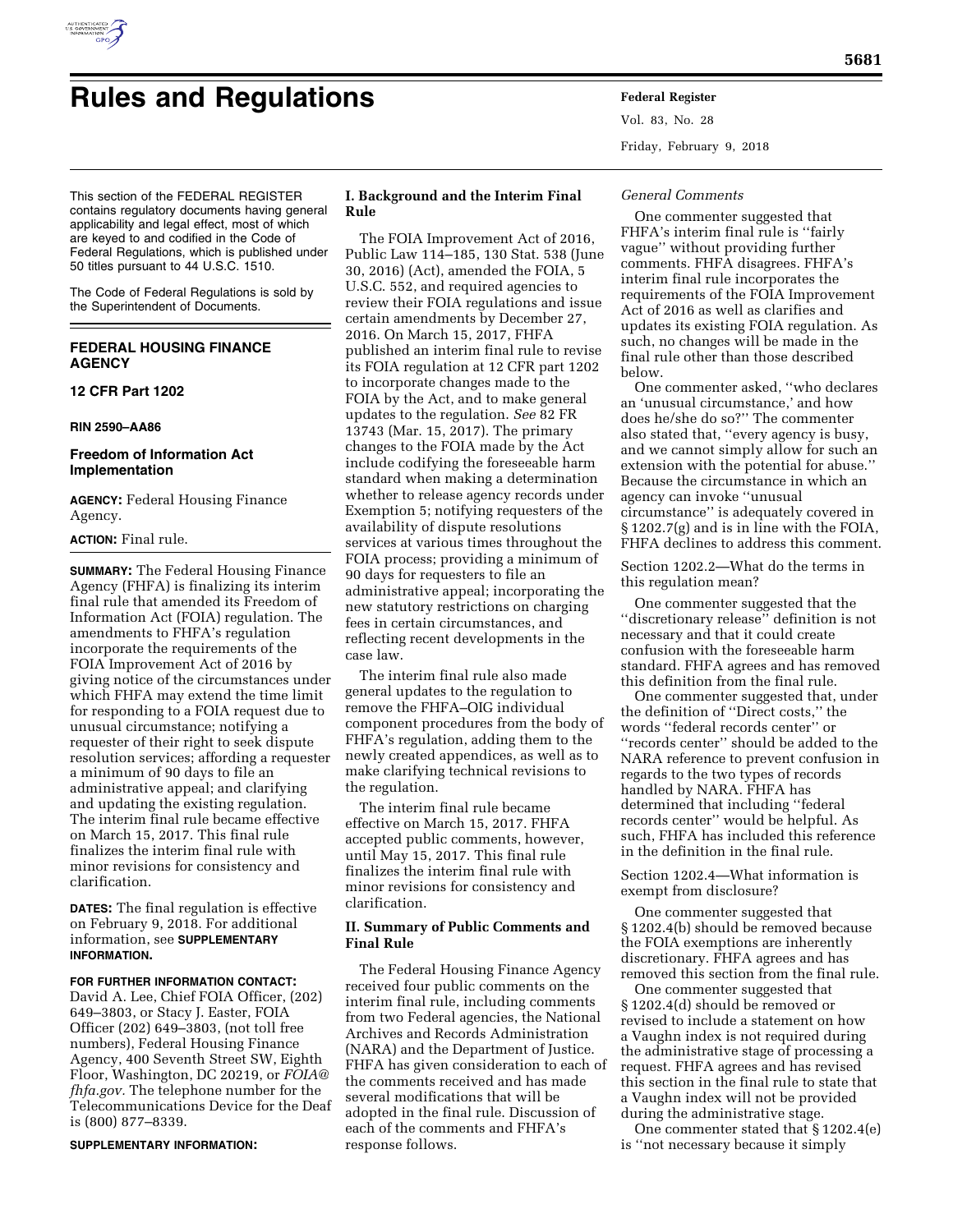# Rules and Regulations

This section of the FEDERAL REGISTER contains regulatory documents having general applicability and legal effect, most of which are keyed to and codified in the Code of Federal Regulations, which is published under 50 titles pursuant to 44 U.S.C. 1510.

The Code of Federal Regulations is sold by the Superintendent of Documents.

## FEDERAL HOUSING FINANCE AGENCY

## 12 CFR Part 1202

**RIN 2590–AA86**

## Freedom of Information Act Implementation

**AGENCY:** Federal Housing Finance Agency.

**ACTION:** Final rule.

**SUMMARY:** The Federal Housing Finance Agency (FHFA) is finalizing its interim final rule that amended its Freedom of Information Act (FOIA) regulation. The amendments to FHFA's regulation incorporate the requirements of the FOIA Improvement Act of 2016 by giving notice of the circumstances under which FHFA may extend the time limit for responding to a FOIA request due to unusual circumstance; notifying a requester of their right to seek dispute resolution services; affording a requester a minimum of 90 days to file an administrative appeal; and clarifying and updating the existing regulation. The interim final rule became effective on March 15, 2017. This final rule finalizes the interim final rule with minor revisions for consistency and clarification.

**DATES:** The final regulation is effective on February 9, 2018. For additional information, see **SUPPLEMENTARY INFORMATION.**

**FOR FURTHER INFORMATION CONTACT:** David A. Lee, Chief FOIA Officer, (202) 649–3803, or Stacy J. Easter, FOIA Officer (202) 649–3803, (not toll free numbers), Federal Housing Finance Agency, 400 Seventh Street SW, Eighth Floor, Washington, DC 20219, or *FOIA@fhfa.gov.* The telephone number for the Telecommunications Device for the Deaf is (800) 877–8339.

**SUPPLEMENTARY INFORMATION:**

### I. Background and the Interim Final Rule

The FOIA Improvement Act of 2016, Public Law 114–185, 130 Stat. 538 (June 30, 2016) (Act), amended the FOIA, 5 U.S.C. 552, and required agencies to review their FOIA regulations and issue certain amendments by December 27, 2016. On March 15, 2017, FHFA published an interim final rule to revise its FOIA regulation at 12 CFR part 1202 to incorporate changes made to the FOIA by the Act, and to make general updates to the regulation. *See* 82 FR 13743 (Mar. 15, 2017). The primary changes to the FOIA made by the Act include codifying the foreseeable harm standard when making a determination whether to release agency records under Exemption 5; notifying requesters of the availability of dispute resolutions services at various times throughout the FOIA process; providing a minimum of 90 days for requesters to file an administrative appeal; incorporating the new statutory restrictions on charging fees in certain circumstances, and reflecting recent developments in the case law.

The interim final rule also made general updates to the regulation to remove the FHFA–OIG individual component procedures from the body of FHFA's regulation, adding them to the newly created appendices, as well as to make clarifying technical revisions to the regulation.

The interim final rule became effective on March 15, 2017. FHFA accepted public comments, however, until May 15, 2017. This final rule finalizes the interim final rule with minor revisions for consistency and clarification.

### II. Summary of Public Comments and Final Rule

The Federal Housing Finance Agency received four public comments on the interim final rule, including comments from two Federal agencies, the National Archives and Records Administration (NARA) and the Department of Justice. FHFA has given consideration to each of the comments received and has made several modifications that will be adopted in the final rule. Discussion of each of the comments and FHFA's response follows.

*General Comments*

One commenter suggested that FHFA's interim final rule is "fairly vague" without providing further comments. FHFA disagrees. FHFA's interim final rule incorporates the requirements of the FOIA Improvement Act of 2016 as well as clarifies and updates its existing FOIA regulation. As such, no changes will be made in the final rule other than those described below.

One commenter asked, "who declares an 'unusual circumstance,' and how does he/she do so?" The commenter also stated that, "every agency is busy, and we cannot simply allow for such an extension with the potential for abuse." Because the circumstance in which an agency can invoke "unusual circumstance" is adequately covered in § 1202.7(g) and is in line with the FOIA, FHFA declines to address this comment.

Section 1202.2—What do the terms in this regulation mean?

One commenter suggested that the "discretionary release" definition is not necessary and that it could create confusion with the foreseeable harm standard. FHFA agrees and has removed this definition from the final rule.

One commenter suggested that, under the definition of "Direct costs," the words "federal records center" or "records center" should be added to the NARA reference to prevent confusion in regards to the two types of records handled by NARA. FHFA has determined that including "federal records center" would be helpful. As such, FHFA has included this reference in the definition in the final rule.

Section 1202.4—What information is exempt from disclosure?

One commenter suggested that § 1202.4(b) should be removed because the FOIA exemptions are inherently discretionary. FHFA agrees and has removed this section from the final rule.

One commenter suggested that § 1202.4(d) should be removed or revised to include a statement on how a Vaughn index is not required during the administrative stage of processing a request. FHFA agrees and has revised this section in the final rule to state that a Vaughn index will not be provided during the administrative stage.

One commenter stated that § 1202.4(e) is "not necessary because it simply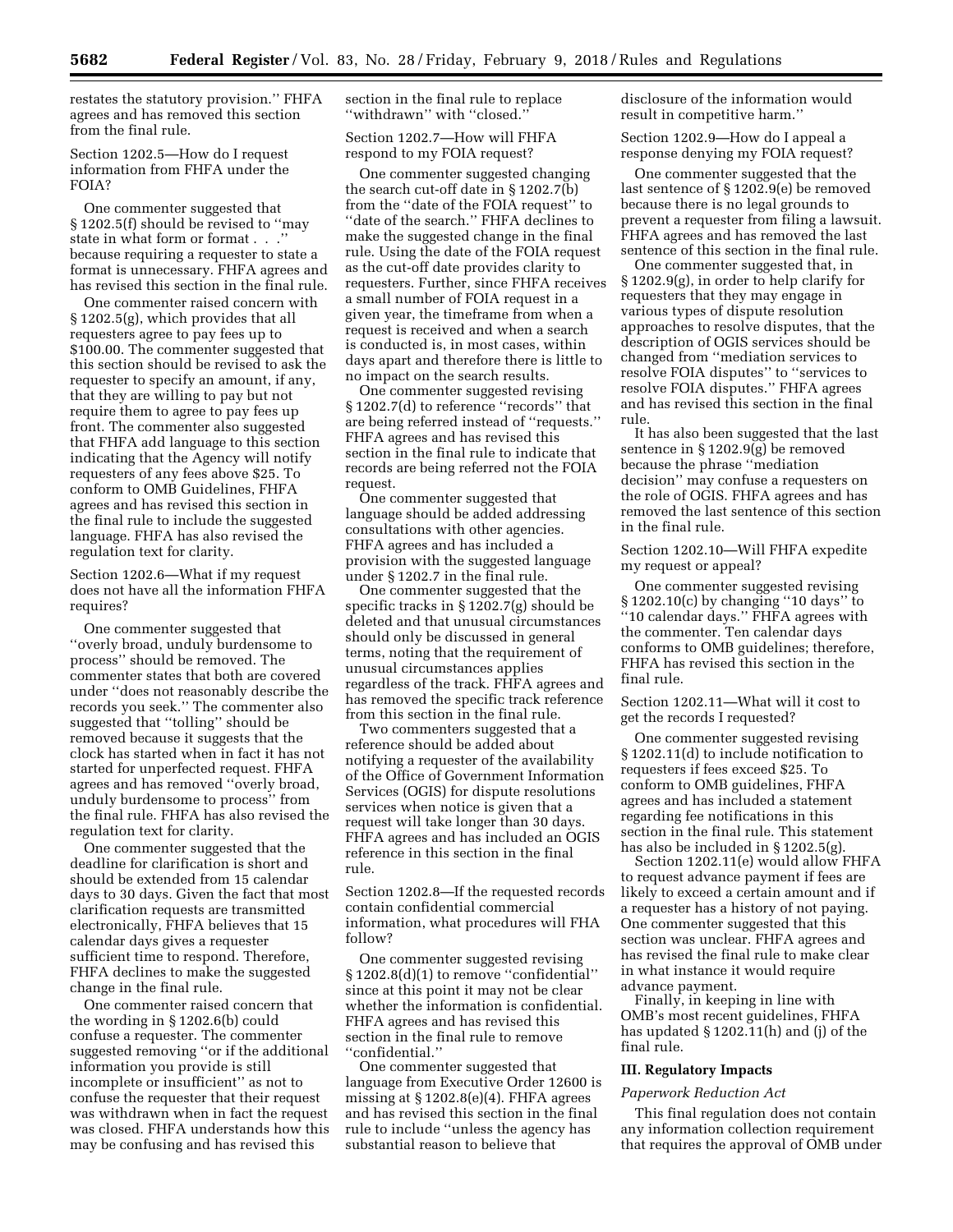restates the statutory provision." FHFA agrees and has removed this section from the final rule.

Section 1202.5—How do I request information from FHFA under the FOIA?

One commenter suggested that § 1202.5(f) should be revised to "may state in what form or format . . ." because requiring a requester to state a format is unnecessary. FHFA agrees and has revised this section in the final rule.

One commenter raised concern with § 1202.5(g), which provides that all requesters agree to pay fees up to $100.00. The commenter suggested that this section should be revised to ask the requester to specify an amount, if any, that they are willing to pay but not require them to agree to pay fees up front. The commenter also suggested that FHFA add language to this section indicating that the Agency will notify requesters of any fees above $25. To conform to OMB Guidelines, FHFA agrees and has revised this section in the final rule to include the suggested language. FHFA has also revised the regulation text for clarity.

Section 1202.6—What if my request does not have all the information FHFA requires?

One commenter suggested that "overly broad, unduly burdensome to process" should be removed. The commenter states that both are covered under "does not reasonably describe the records you seek." The commenter also suggested that "tolling" should be removed because it suggests that the clock has started when in fact it has not started for unperfected request. FHFA agrees and has removed "overly broad, unduly burdensome to process" from the final rule. FHFA has also revised the regulation text for clarity.

One commenter suggested that the deadline for clarification is short and should be extended from 15 calendar days to 30 days. Given the fact that most clarification requests are transmitted electronically, FHFA believes that 15 calendar days gives a requester sufficient time to respond. Therefore, FHFA declines to make the suggested change in the final rule.

One commenter raised concern that the wording in § 1202.6(b) could confuse a requester. The commenter suggested removing "or if the additional information you provide is still incomplete or insufficient" as not to confuse the requester that their request was withdrawn when in fact the request was closed. FHFA understands how this may be confusing and has revised this section in the final rule to replace "withdrawn" with "closed."

Section 1202.7—How will FHFA respond to my FOIA request?

One commenter suggested changing the search cut-off date in § 1202.7(b) from the "date of the FOIA request" to "date of the search." FHFA declines to make the suggested change in the final rule. Using the date of the FOIA request as the cut-off date provides clarity to requesters. Further, since FHFA receives a small number of FOIA request in a given year, the timeframe from when a request is received and when a search is conducted is, in most cases, within days apart and therefore there is little to no impact on the search results.

One commenter suggested revising § 1202.7(d) to reference "records" that are being referred instead of "requests." FHFA agrees and has revised this section in the final rule to indicate that records are being referred not the FOIA request.

One commenter suggested that language should be added addressing consultations with other agencies. FHFA agrees and has included a provision with the suggested language under § 1202.7 in the final rule.

One commenter suggested that the specific tracks in § 1202.7(g) should be deleted and that unusual circumstances should only be discussed in general terms, noting that the requirement of unusual circumstances applies regardless of the track. FHFA agrees and has removed the specific track reference from this section in the final rule.

Two commenters suggested that a reference should be added about notifying a requester of the availability of the Office of Government Information Services (OGIS) for dispute resolutions services when notice is given that a request will take longer than 30 days. FHFA agrees and has included an OGIS reference in this section in the final rule.

Section 1202.8—If the requested records contain confidential commercial information, what procedures will FHA follow?

One commenter suggested revising § 1202.8(d)(1) to remove "confidential" since at this point it may not be clear whether the information is confidential. FHFA agrees and has revised this section in the final rule to remove "confidential."

One commenter suggested that language from Executive Order 12600 is missing at § 1202.8(e)(4). FHFA agrees and has revised this section in the final rule to include "unless the agency has substantial reason to believe that disclosure of the information would result in competitive harm."

Section 1202.9—How do I appeal a response denying my FOIA request?

One commenter suggested that the last sentence of § 1202.9(e) be removed because there is no legal grounds to prevent a requester from filing a lawsuit. FHFA agrees and has removed the last sentence of this section in the final rule.

One commenter suggested that, in § 1202.9(g), in order to help clarify for requesters that they may engage in various types of dispute resolution approaches to resolve disputes, that the description of OGIS services should be changed from "mediation services to resolve FOIA disputes" to "services to resolve FOIA disputes." FHFA agrees and has revised this section in the final rule.

It has also been suggested that the last sentence in § 1202.9(g) be removed because the phrase "mediation decision" may confuse a requesters on the role of OGIS. FHFA agrees and has removed the last sentence of this section in the final rule.

Section 1202.10—Will FHFA expedite my request or appeal?

One commenter suggested revising § 1202.10(c) by changing "10 days" to "10 calendar days." FHFA agrees with the commenter. Ten calendar days conforms to OMB guidelines; therefore, FHFA has revised this section in the final rule.

Section 1202.11—What will it cost to get the records I requested?

One commenter suggested revising § 1202.11(d) to include notification to requesters if fees exceed $25. To conform to OMB guidelines, FHFA agrees and has included a statement regarding fee notifications in this section in the final rule. This statement has also be included in § 1202.5(g).

Section 1202.11(e) would allow FHFA to request advance payment if fees are likely to exceed a certain amount and if a requester has a history of not paying. One commenter suggested that this section was unclear. FHFA agrees and has revised the final rule to make clear in what instance it would require advance payment.

Finally, in keeping in line with OMB's most recent guidelines, FHFA has updated § 1202.11(h) and (j) of the final rule.

## III. Regulatory Impacts

*Paperwork Reduction Act*

This final regulation does not contain any information collection requirement that requires the approval of OMB under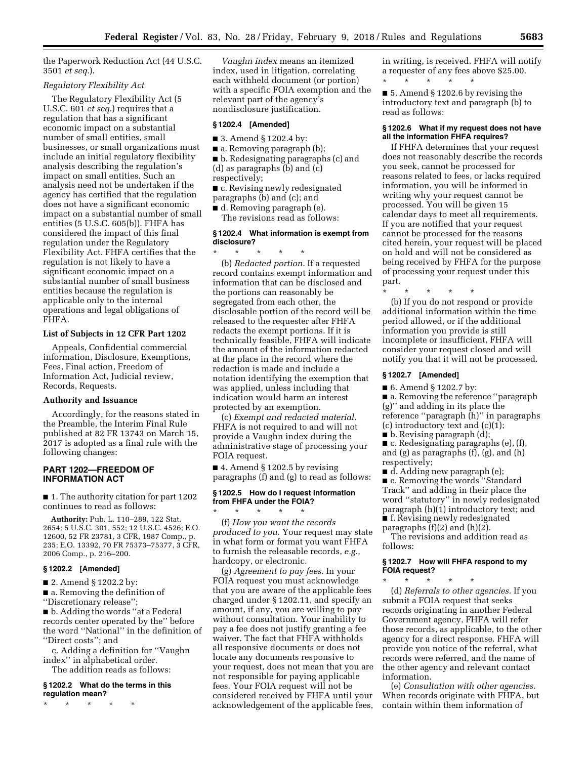the Paperwork Reduction Act (44 U.S.C. 3501 *et seq.*).

*Regulatory Flexibility Act*

The Regulatory Flexibility Act (5 U.S.C. 601 *et seq.*) requires that a regulation that has a significant economic impact on a substantial number of small entities, small businesses, or small organizations must include an initial regulatory flexibility analysis describing the regulation's impact on small entities. Such an analysis need not be undertaken if the agency has certified that the regulation does not have a significant economic impact on a substantial number of small entities (5 U.S.C. 605(b)). FHFA has considered the impact of this final regulation under the Regulatory Flexibility Act. FHFA certifies that the regulation is not likely to have a significant economic impact on a substantial number of small business entities because the regulation is applicable only to the internal operations and legal obligations of FHFA.

**List of Subjects in 12 CFR Part 1202**

Appeals, Confidential commercial information, Disclosure, Exemptions, Fees, Final action, Freedom of Information Act, Judicial review, Records, Requests.

**Authority and Issuance**

Accordingly, for the reasons stated in the Preamble, the Interim Final Rule published at 82 FR 13743 on March 15, 2017 is adopted as a final rule with the following changes:

## PART 1202—FREEDOM OF INFORMATION ACT

■ 1. The authority citation for part 1202 continues to read as follows:

**Authority:** Pub. L. 110–289, 122 Stat. 2654; 5 U.S.C. 301, 552; 12 U.S.C. 4526; E.O. 12600, 52 FR 23781, 3 CFR, 1987 Comp., p. 235; E.O. 13392, 70 FR 75373–75377, 3 CFR, 2006 Comp., p. 216–200.

### § 1202.2 [Amended]

■ 2. Amend § 1202.2 by:

■ a. Removing the definition of ''Discretionary release'';

■ b. Adding the words ''at a Federal records center operated by the'' before the word ''National'' in the definition of ''Direct costs''; and

c. Adding a definition for ''Vaughn index'' in alphabetical order.

The addition reads as follows:

### § 1202.2 What do the terms in this regulation mean?

\* \* \* \* \*

*Vaughn index* means an itemized index, used in litigation, correlating each withheld document (or portion) with a specific FOIA exemption and the relevant part of the agency's nondisclosure justification.

### § 1202.4 [Amended]

■ 3. Amend § 1202.4 by:

■ a. Removing paragraph (b);

■ b. Redesignating paragraphs (c) and (d) as paragraphs (b) and (c) respectively;

■ c. Revising newly redesignated paragraphs (b) and (c); and

■ d. Removing paragraph (e).

The revisions read as follows:

### § 1202.4 What information is exempt from disclosure?

\* \* \* \* \*

(b) *Redacted portion.* If a requested record contains exempt information and information that can be disclosed and the portions can reasonably be segregated from each other, the disclosable portion of the record will be released to the requester after FHFA redacts the exempt portions. If it is technically feasible, FHFA will indicate the amount of the information redacted at the place in the record where the redaction is made and include a notation identifying the exemption that was applied, unless including that indication would harm an interest protected by an exemption.

(c) *Exempt and redacted material.* FHFA is not required to and will not provide a Vaughn index during the administrative stage of processing your FOIA request.

■ 4. Amend § 1202.5 by revising paragraphs (f) and (g) to read as follows:

### § 1202.5 How do I request information from FHFA under the FOIA?

\* \* \* \* \*

(f) *How you want the records produced to you.* Your request may state in what form or format you want FHFA to furnish the releasable records, *e.g.,* hardcopy, or electronic.

(g) *Agreement to pay fees.* In your FOIA request you must acknowledge that you are aware of the applicable fees charged under § 1202.11, and specify an amount, if any, you are willing to pay without consultation. Your inability to pay a fee does not justify granting a fee waiver. The fact that FHFA withholds all responsive documents or does not locate any documents responsive to your request, does not mean that you are not responsible for paying applicable fees. Your FOIA request will not be considered received by FHFA until your acknowledgement of the applicable fees, in writing, is received. FHFA will notify a requester of any fees above $25.00.

\* \* \* \* \*

■ 5. Amend § 1202.6 by revising the introductory text and paragraph (b) to read as follows:

### § 1202.6 What if my request does not have all the information FHFA requires?

If FHFA determines that your request does not reasonably describe the records you seek, cannot be processed for reasons related to fees, or lacks required information, you will be informed in writing why your request cannot be processed. You will be given 15 calendar days to meet all requirements. If you are notified that your request cannot be processed for the reasons cited herein, your request will be placed on hold and will not be considered as being received by FHFA for the purpose of processing your request under this part.

\* \* \* \* \*

(b) If you do not respond or provide additional information within the time period allowed, or if the additional information you provide is still incomplete or insufficient, FHFA will consider your request closed and will notify you that it will not be processed.

### § 1202.7 [Amended]

■ 6. Amend § 1202.7 by:

■ a. Removing the reference ''paragraph (g)'' and adding in its place the reference ''paragraph (h)'' in paragraphs (c) introductory text and (c)(1);

■ b. Revising paragraph (d);

■ c. Redesignating paragraphs (e), (f), and (g) as paragraphs (f), (g), and (h) respectively;

■ d. Adding new paragraph (e);

■ e. Removing the words ''Standard Track'' and adding in their place the word ''statutory'' in newly redesignated paragraph (h)(1) introductory text; and

■ f. Revising newly redesignated paragraphs (f)(2) and (h)(2).

The revisions and addition read as follows:

### § 1202.7 How will FHFA respond to my FOIA request?

\* \* \* \* \*

(d) *Referrals to other agencies.* If you submit a FOIA request that seeks records originating in another Federal Government agency, FHFA will refer those records, as applicable, to the other agency for a direct response. FHFA will provide you notice of the referral, what records were referred, and the name of the other agency and relevant contact information.

(e) *Consultation with other agencies.* When records originate with FHFA, but contain within them information of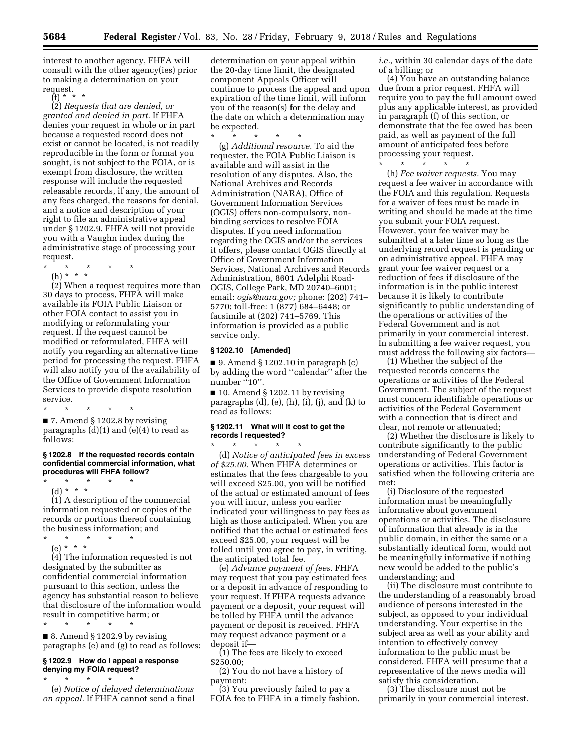interest to another agency, FHFA will consult with the other agency(ies) prior to making a determination on your request.

(f) * * *

(2) *Requests that are denied, or granted and denied in part.* If FHFA denies your request in whole or in part because a requested record does not exist or cannot be located, is not readily reproducible in the form or format you sought, is not subject to the FOIA, or is exempt from disclosure, the written response will include the requested releasable records, if any, the amount of any fees charged, the reasons for denial, and a notice and description of your right to file an administrative appeal under § 1202.9. FHFA will not provide you with a Vaughn index during the administrative stage of processing your request.

\* \* \* \* \*

(h) * * *

(2) When a request requires more than 30 days to process, FHFA will make available its FOIA Public Liaison or other FOIA contact to assist you in modifying or reformulating your request. If the request cannot be modified or reformulated, FHFA will notify you regarding an alternative time period for processing the request. FHFA will also notify you of the availability of the Office of Government Information Services to provide dispute resolution service.

\* \* \* \* \*

■ 7. Amend § 1202.8 by revising paragraphs (d)(1) and (e)(4) to read as follows:

**§ 1202.8 If the requested records contain confidential commercial information, what procedures will FHFA follow?**

\* \* \* \* \*

(d) * * *

(1) A description of the commercial information requested or copies of the records or portions thereof containing the business information; and

\* \* \* \* \*

(e) * * *

(4) The information requested is not designated by the submitter as confidential commercial information pursuant to this section, unless the agency has substantial reason to believe that disclosure of the information would result in competitive harm; or

\* \* \* \* \*

■ 8. Amend § 1202.9 by revising paragraphs (e) and (g) to read as follows:

**§ 1202.9 How do I appeal a response denying my FOIA request?**

\* \* \* \* \*

(e) *Notice of delayed determinations on appeal.* If FHFA cannot send a final determination on your appeal within the 20-day time limit, the designated component Appeals Officer will continue to process the appeal and upon expiration of the time limit, will inform you of the reason(s) for the delay and the date on which a determination may be expected.

\* \* \* \* \*

(g) *Additional resource.* To aid the requester, the FOIA Public Liaison is available and will assist in the resolution of any disputes. Also, the National Archives and Records Administration (NARA), Office of Government Information Services (OGIS) offers non-compulsory, non-binding services to resolve FOIA disputes. If you need information regarding the OGIS and/or the services it offers, please contact OGIS directly at Office of Government Information Services, National Archives and Records Administration, 8601 Adelphi Road-OGIS, College Park, MD 20740–6001; email: *ogis@nara.gov;* phone: (202) 741–5770; toll-free: 1 (877) 684–6448; or facsimile at (202) 741–5769. This information is provided as a public service only.

**§ 1202.10 [Amended]**

■ 9. Amend § 1202.10 in paragraph (c) by adding the word "calendar" after the number "10".

■ 10. Amend § 1202.11 by revising paragraphs (d), (e), (h), (i), (j), and (k) to read as follows:

**§ 1202.11 What will it cost to get the records I requested?**

\* \* \* \* \*

(d) *Notice of anticipated fees in excess of $25.00.* When FHFA determines or estimates that the fees chargeable to you will exceed $25.00, you will be notified of the actual or estimated amount of fees you will incur, unless you earlier indicated your willingness to pay fees as high as those anticipated. When you are notified that the actual or estimated fees exceed $25.00, your request will be tolled until you agree to pay, in writing, the anticipated total fee.

(e) *Advance payment of fees.* FHFA may request that you pay estimated fees or a deposit in advance of responding to your request. If FHFA requests advance payment or a deposit, your request will be tolled by FHFA until the advance payment or deposit is received. FHFA may request advance payment or a deposit if—

(1) The fees are likely to exceed $250.00;

(2) You do not have a history of payment;

(3) You previously failed to pay a FOIA fee to FHFA in a timely fashion, *i.e.,* within 30 calendar days of the date of a billing; or

(4) You have an outstanding balance due from a prior request. FHFA will require you to pay the full amount owed plus any applicable interest, as provided in paragraph (f) of this section, or demonstrate that the fee owed has been paid, as well as payment of the full amount of anticipated fees before processing your request.

\* \* \* \* \*

(h) *Fee waiver requests.* You may request a fee waiver in accordance with the FOIA and this regulation. Requests for a waiver of fees must be made in writing and should be made at the time you submit your FOIA request. However, your fee waiver may be submitted at a later time so long as the underlying record request is pending or on administrative appeal. FHFA may grant your fee waiver request or a reduction of fees if disclosure of the information is in the public interest because it is likely to contribute significantly to public understanding of the operations or activities of the Federal Government and is not primarily in your commercial interest. In submitting a fee waiver request, you must address the following six factors—

(1) Whether the subject of the requested records concerns the operations or activities of the Federal Government. The subject of the request must concern identifiable operations or activities of the Federal Government with a connection that is direct and clear, not remote or attenuated;

(2) Whether the disclosure is likely to contribute significantly to the public understanding of Federal Government operations or activities. This factor is satisfied when the following criteria are met:

(i) Disclosure of the requested information must be meaningfully informative about government operations or activities. The disclosure of information that already is in the public domain, in either the same or a substantially identical form, would not be meaningfully informative if nothing new would be added to the public's understanding; and

(ii) The disclosure must contribute to the understanding of a reasonably broad audience of persons interested in the subject, as opposed to your individual understanding. Your expertise in the subject area as well as your ability and intention to effectively convey information to the public must be considered. FHFA will presume that a representative of the news media will satisfy this consideration.

(3) The disclosure must not be primarily in your commercial interest.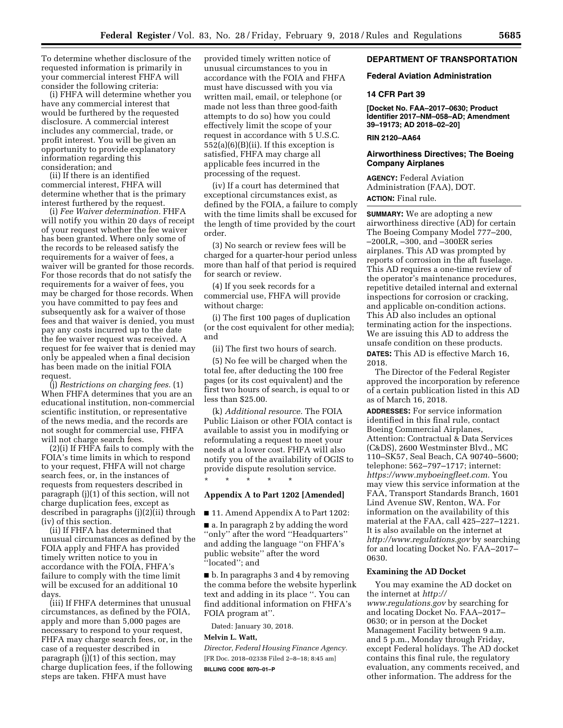To determine whether disclosure of the requested information is primarily in your commercial interest FHFA will consider the following criteria:

(i) FHFA will determine whether you have any commercial interest that would be furthered by the requested disclosure. A commercial interest includes any commercial, trade, or profit interest. You will be given an opportunity to provide explanatory information regarding this consideration; and

(ii) If there is an identified commercial interest, FHFA will determine whether that is the primary interest furthered by the request.

(i) *Fee Waiver determination.* FHFA will notify you within 20 days of receipt of your request whether the fee waiver has been granted. Where only some of the records to be released satisfy the requirements for a waiver of fees, a waiver will be granted for those records. For those records that do not satisfy the requirements for a waiver of fees, you may be charged for those records. When you have committed to pay fees and subsequently ask for a waiver of those fees and that waiver is denied, you must pay any costs incurred up to the date the fee waiver request was received. A request for fee waiver that is denied may only be appealed when a final decision has been made on the initial FOIA request.

(j) *Restrictions on charging fees.* (1) When FHFA determines that you are an educational institution, non-commercial scientific institution, or representative of the news media, and the records are not sought for commercial use, FHFA will not charge search fees.

(2)(i) If FHFA fails to comply with the FOIA's time limits in which to respond to your request, FHFA will not charge search fees, or, in the instances of requests from requesters described in paragraph (j)(1) of this section, will not charge duplication fees, except as described in paragraphs (j)(2)(ii) through (iv) of this section.

(ii) If FHFA has determined that unusual circumstances as defined by the FOIA apply and FHFA has provided timely written notice to you in accordance with the FOIA, FHFA's failure to comply with the time limit will be excused for an additional 10 days.

(iii) If FHFA determines that unusual circumstances, as defined by the FOIA, apply and more than 5,000 pages are necessary to respond to your request, FHFA may charge search fees, or, in the case of a requester described in paragraph (j)(1) of this section, may charge duplication fees, if the following steps are taken. FHFA must have provided timely written notice of unusual circumstances to you in accordance with the FOIA and FHFA must have discussed with you via written mail, email, or telephone (or made not less than three good-faith attempts to do so) how you could effectively limit the scope of your request in accordance with 5 U.S.C. 552(a)(6)(B)(ii). If this exception is satisfied, FHFA may charge all applicable fees incurred in the processing of the request.

(iv) If a court has determined that exceptional circumstances exist, as defined by the FOIA, a failure to comply with the time limits shall be excused for the length of time provided by the court order.

(3) No search or review fees will be charged for a quarter-hour period unless more than half of that period is required for search or review.

(4) If you seek records for a commercial use, FHFA will provide without charge:

(i) The first 100 pages of duplication (or the cost equivalent for other media); and

(ii) The first two hours of search.

(5) No fee will be charged when the total fee, after deducting the 100 free pages (or its cost equivalent) and the first two hours of search, is equal to or less than $25.00.

(k) *Additional resource.* The FOIA Public Liaison or other FOIA contact is available to assist you in modifying or reformulating a request to meet your needs at a lower cost. FHFA will also notify you of the availability of OGIS to provide dispute resolution service.

\* \* \* \* \*

### Appendix A to Part 1202 [Amended]

■ 11. Amend Appendix A to Part 1202:

■ a. In paragraph 2 by adding the word "only" after the word "Headquarters" and adding the language "on FHFA's public website" after the word "located"; and

■ b. In paragraphs 3 and 4 by removing the comma before the website hyperlink text and adding in its place ". You can find additional information on FHFA's FOIA program at".

Dated: January 30, 2018.

**Melvin L. Watt,**

*Director, Federal Housing Finance Agency.*

[FR Doc. 2018–02338 Filed 2–8–18; 8:45 am]

**BILLING CODE 8070–01–P**

## DEPARTMENT OF TRANSPORTATION

### Federal Aviation Administration

### 14 CFR Part 39

**[Docket No. FAA–2017–0630; Product Identifier 2017–NM–058–AD; Amendment 39–19173; AD 2018–02–20]**

**RIN 2120–AA64**

### Airworthiness Directives; The Boeing Company Airplanes

**AGENCY:** Federal Aviation Administration (FAA), DOT.

**ACTION:** Final rule.

**SUMMARY:** We are adopting a new airworthiness directive (AD) for certain The Boeing Company Model 777–200, –200LR, –300, and –300ER series airplanes. This AD was prompted by reports of corrosion in the aft fuselage. This AD requires a one-time review of the operator's maintenance procedures, repetitive detailed internal and external inspections for corrosion or cracking, and applicable on-condition actions. This AD also includes an optional terminating action for the inspections. We are issuing this AD to address the unsafe condition on these products.

**DATES:** This AD is effective March 16, 2018.

The Director of the Federal Register approved the incorporation by reference of a certain publication listed in this AD as of March 16, 2018.

**ADDRESSES:** For service information identified in this final rule, contact Boeing Commercial Airplanes, Attention: Contractual & Data Services (C&DS), 2600 Westminster Blvd., MC 110–SK57, Seal Beach, CA 90740–5600; telephone: 562–797–1717; internet: *https://www.myboeingfleet.com.* You may view this service information at the FAA, Transport Standards Branch, 1601 Lind Avenue SW, Renton, WA. For information on the availability of this material at the FAA, call 425–227–1221. It is also available on the internet at *http://www.regulations.gov* by searching for and locating Docket No. FAA–2017–0630.

#### Examining the AD Docket

You may examine the AD docket on the internet at *http://www.regulations.gov* by searching for and locating Docket No. FAA–2017–0630; or in person at the Docket Management Facility between 9 a.m. and 5 p.m., Monday through Friday, except Federal holidays. The AD docket contains this final rule, the regulatory evaluation, any comments received, and other information. The address for the